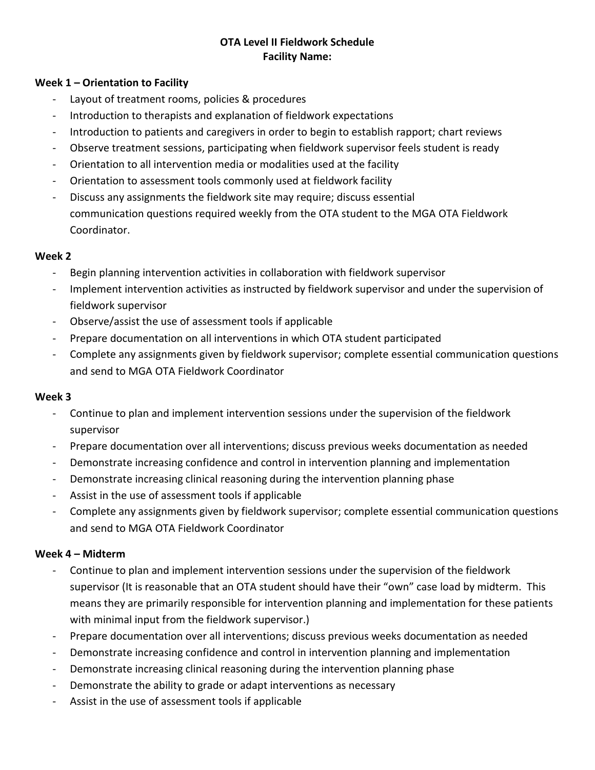# OTA Level II Fieldwork Schedule
## Facility Name:

### Week 1 – Orientation to Facility

- Layout of treatment rooms, policies & procedures
- Introduction to therapists and explanation of fieldwork expectations
- Introduction to patients and caregivers in order to begin to establish rapport; chart reviews
- Observe treatment sessions, participating when fieldwork supervisor feels student is ready
- Orientation to all intervention media or modalities used at the facility
- Orientation to assessment tools commonly used at fieldwork facility
- Discuss any assignments the fieldwork site may require; discuss essential communication questions required weekly from the OTA student to the MGA OTA Fieldwork Coordinator.

### Week 2

- Begin planning intervention activities in collaboration with fieldwork supervisor
- Implement intervention activities as instructed by fieldwork supervisor and under the supervision of fieldwork supervisor
- Observe/assist the use of assessment tools if applicable
- Prepare documentation on all interventions in which OTA student participated
- Complete any assignments given by fieldwork supervisor; complete essential communication questions and send to MGA OTA Fieldwork Coordinator

### Week 3

- Continue to plan and implement intervention sessions under the supervision of the fieldwork supervisor
- Prepare documentation over all interventions; discuss previous weeks documentation as needed
- Demonstrate increasing confidence and control in intervention planning and implementation
- Demonstrate increasing clinical reasoning during the intervention planning phase
- Assist in the use of assessment tools if applicable
- Complete any assignments given by fieldwork supervisor; complete essential communication questions and send to MGA OTA Fieldwork Coordinator

### Week 4 – Midterm

- Continue to plan and implement intervention sessions under the supervision of the fieldwork supervisor (It is reasonable that an OTA student should have their "own" case load by midterm. This means they are primarily responsible for intervention planning and implementation for these patients with minimal input from the fieldwork supervisor.)
- Prepare documentation over all interventions; discuss previous weeks documentation as needed
- Demonstrate increasing confidence and control in intervention planning and implementation
- Demonstrate increasing clinical reasoning during the intervention planning phase
- Demonstrate the ability to grade or adapt interventions as necessary
- Assist in the use of assessment tools if applicable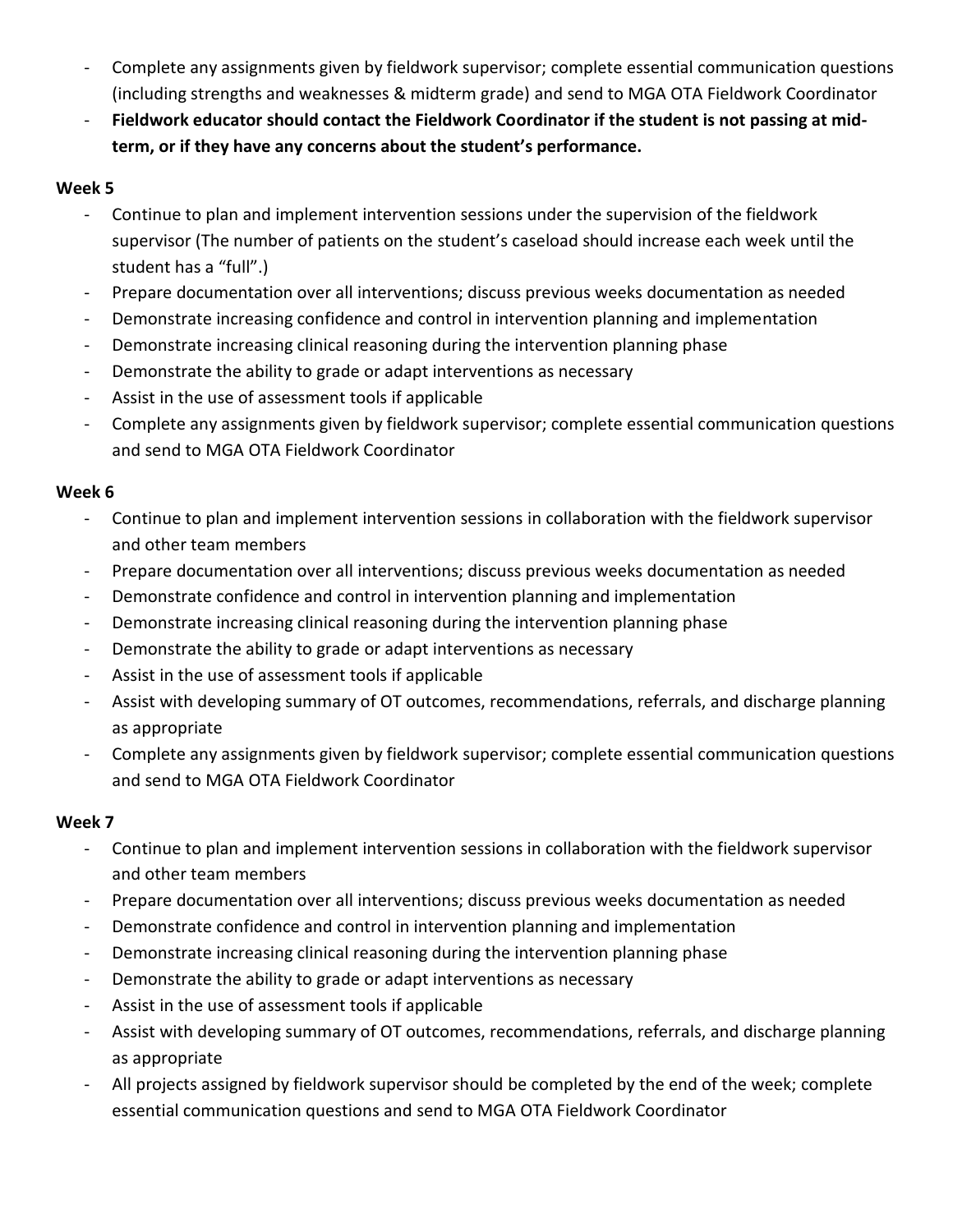- Complete any assignments given by fieldwork supervisor; complete essential communication questions (including strengths and weaknesses & midterm grade) and send to MGA OTA Fieldwork Coordinator
- **Fieldwork educator should contact the Fieldwork Coordinator if the student is not passing at mid-term, or if they have any concerns about the student's performance.**

**Week 5**

- Continue to plan and implement intervention sessions under the supervision of the fieldwork supervisor (The number of patients on the student's caseload should increase each week until the student has a "full".)
- Prepare documentation over all interventions; discuss previous weeks documentation as needed
- Demonstrate increasing confidence and control in intervention planning and implementation
- Demonstrate increasing clinical reasoning during the intervention planning phase
- Demonstrate the ability to grade or adapt interventions as necessary
- Assist in the use of assessment tools if applicable
- Complete any assignments given by fieldwork supervisor; complete essential communication questions and send to MGA OTA Fieldwork Coordinator

**Week 6**

- Continue to plan and implement intervention sessions in collaboration with the fieldwork supervisor and other team members
- Prepare documentation over all interventions; discuss previous weeks documentation as needed
- Demonstrate confidence and control in intervention planning and implementation
- Demonstrate increasing clinical reasoning during the intervention planning phase
- Demonstrate the ability to grade or adapt interventions as necessary
- Assist in the use of assessment tools if applicable
- Assist with developing summary of OT outcomes, recommendations, referrals, and discharge planning as appropriate
- Complete any assignments given by fieldwork supervisor; complete essential communication questions and send to MGA OTA Fieldwork Coordinator

**Week 7**

- Continue to plan and implement intervention sessions in collaboration with the fieldwork supervisor and other team members
- Prepare documentation over all interventions; discuss previous weeks documentation as needed
- Demonstrate confidence and control in intervention planning and implementation
- Demonstrate increasing clinical reasoning during the intervention planning phase
- Demonstrate the ability to grade or adapt interventions as necessary
- Assist in the use of assessment tools if applicable
- Assist with developing summary of OT outcomes, recommendations, referrals, and discharge planning as appropriate
- All projects assigned by fieldwork supervisor should be completed by the end of the week; complete essential communication questions and send to MGA OTA Fieldwork Coordinator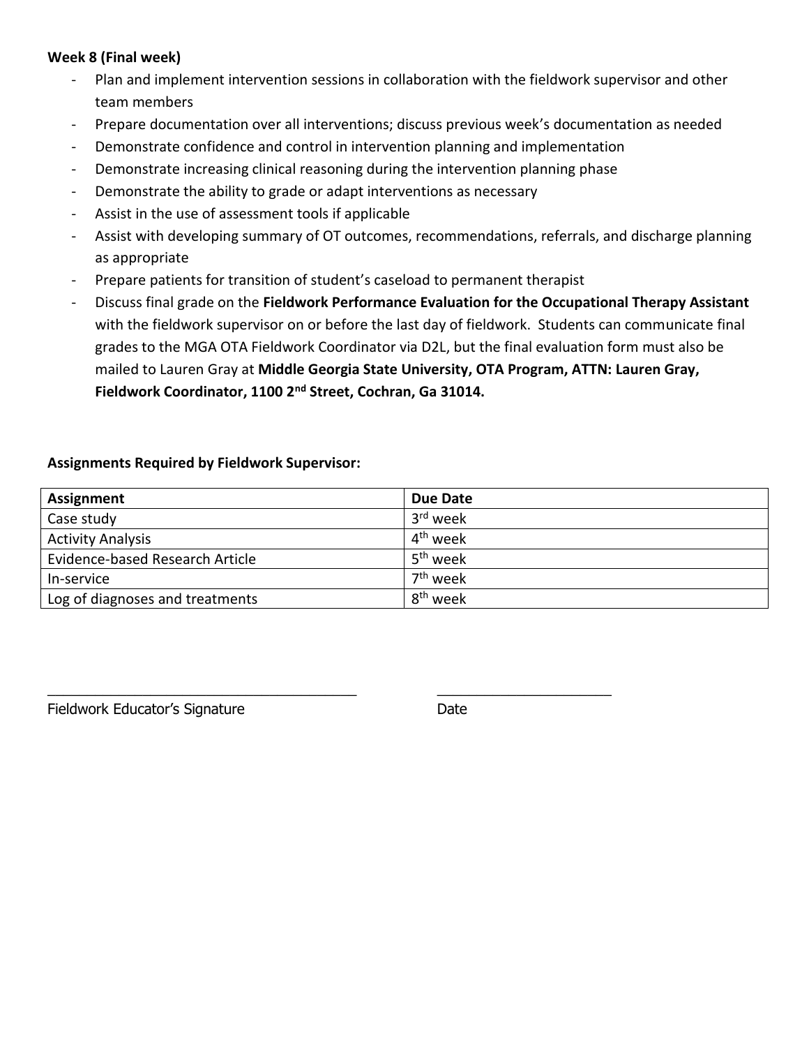**Week 8 (Final week)**

- Plan and implement intervention sessions in collaboration with the fieldwork supervisor and other team members
- Prepare documentation over all interventions; discuss previous week's documentation as needed
- Demonstrate confidence and control in intervention planning and implementation
- Demonstrate increasing clinical reasoning during the intervention planning phase
- Demonstrate the ability to grade or adapt interventions as necessary
- Assist in the use of assessment tools if applicable
- Assist with developing summary of OT outcomes, recommendations, referrals, and discharge planning as appropriate
- Prepare patients for transition of student's caseload to permanent therapist
- Discuss final grade on the **Fieldwork Performance Evaluation for the Occupational Therapy Assistant** with the fieldwork supervisor on or before the last day of fieldwork. Students can communicate final grades to the MGA OTA Fieldwork Coordinator via D2L, but the final evaluation form must also be mailed to Lauren Gray at **Middle Georgia State University, OTA Program, ATTN: Lauren Gray, Fieldwork Coordinator, 1100 2nd Street, Cochran, Ga 31014.**

**Assignments Required by Fieldwork Supervisor:**

| **Assignment** | **Due Date** |
|---|---|
| Case study | 3rd week |
| Activity Analysis | 4th week |
| Evidence-based Research Article | 5th week |
| In-service | 7th week |
| Log of diagnoses and treatments | 8th week |

_______________________________________ ______________________

Fieldwork Educator's Signature Date